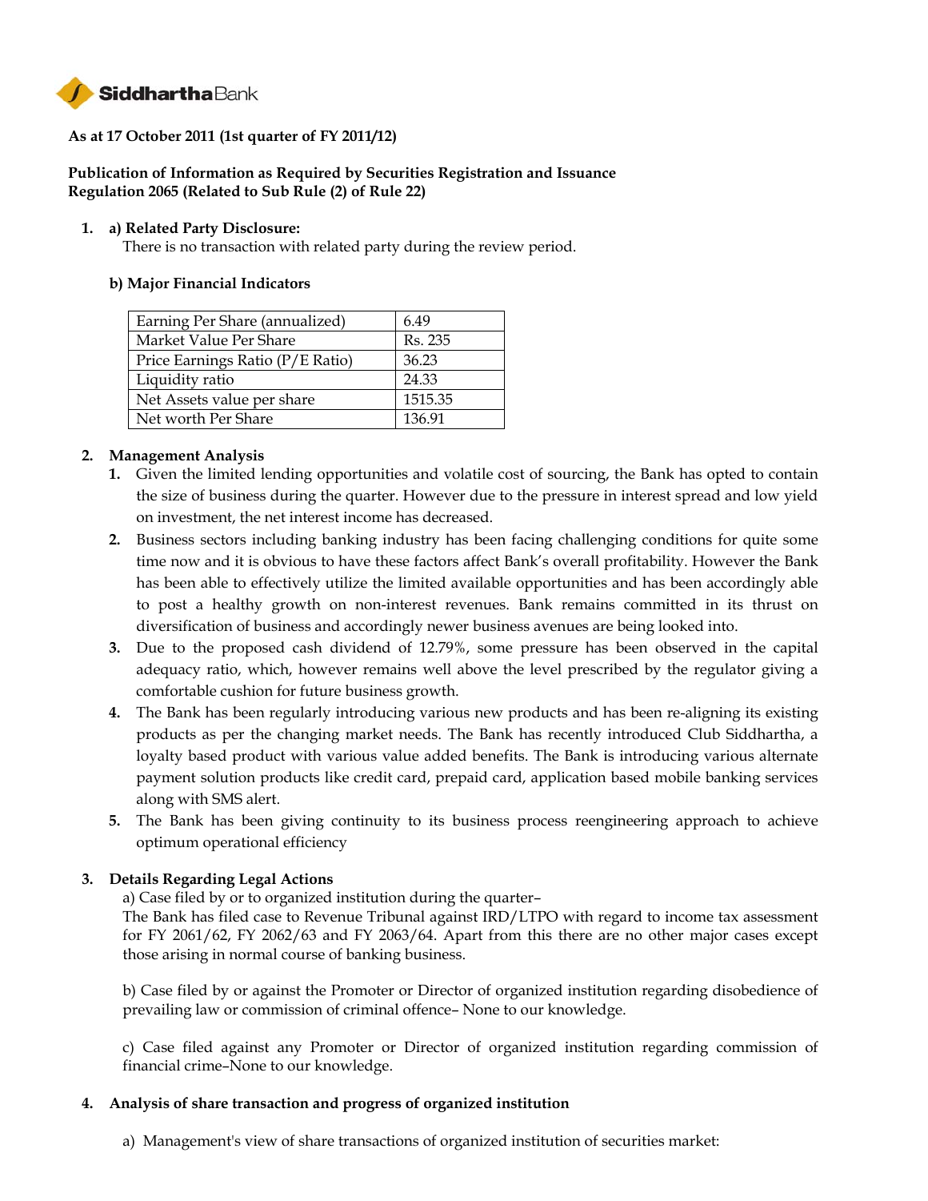**Siddhartha Bank**

**As at 17 October 2011 (1st quarter of FY 2011/12)**

**Publication of Information as Required by Securities Registration and Issuance Regulation 2065 (Related to Sub Rule (2) of Rule 22)**

1. **a) Related Party Disclosure:**

   There is no transaction with related party during the review period.

   **b) Major Financial Indicators**

| Earning Per Share (annualized) | 6.49 |
|---|---|
| Market Value Per Share | Rs. 235 |
| Price Earnings Ratio (P/E Ratio) | 36.23 |
| Liquidity ratio | 24.33 |
| Net Assets value per share | 1515.35 |
| Net worth Per Share | 136.91 |

2. **Management Analysis**
   1. Given the limited lending opportunities and volatile cost of sourcing, the Bank has opted to contain the size of business during the quarter. However due to the pressure in interest spread and low yield on investment, the net interest income has decreased.
   2. Business sectors including banking industry has been facing challenging conditions for quite some time now and it is obvious to have these factors affect Bank's overall profitability. However the Bank has been able to effectively utilize the limited available opportunities and has been accordingly able to post a healthy growth on non-interest revenues. Bank remains committed in its thrust on diversification of business and accordingly newer business avenues are being looked into.
   3. Due to the proposed cash dividend of 12.79%, some pressure has been observed in the capital adequacy ratio, which, however remains well above the level prescribed by the regulator giving a comfortable cushion for future business growth.
   4. The Bank has been regularly introducing various new products and has been re-aligning its existing products as per the changing market needs. The Bank has recently introduced Club Siddhartha, a loyalty based product with various value added benefits. The Bank is introducing various alternate payment solution products like credit card, prepaid card, application based mobile banking services along with SMS alert.
   5. The Bank has been giving continuity to its business process reengineering approach to achieve optimum operational efficiency

3. **Details Regarding Legal Actions**

   a) Case filed by or to organized institution during the quarter–
   The Bank has filed case to Revenue Tribunal against IRD/LTPO with regard to income tax assessment for FY 2061/62, FY 2062/63 and FY 2063/64. Apart from this there are no other major cases except those arising in normal course of banking business.

   b) Case filed by or against the Promoter or Director of organized institution regarding disobedience of prevailing law or commission of criminal offence– None to our knowledge.

   c) Case filed against any Promoter or Director of organized institution regarding commission of financial crime–None to our knowledge.

4. **Analysis of share transaction and progress of organized institution**

   a) Management's view of share transactions of organized institution of securities market: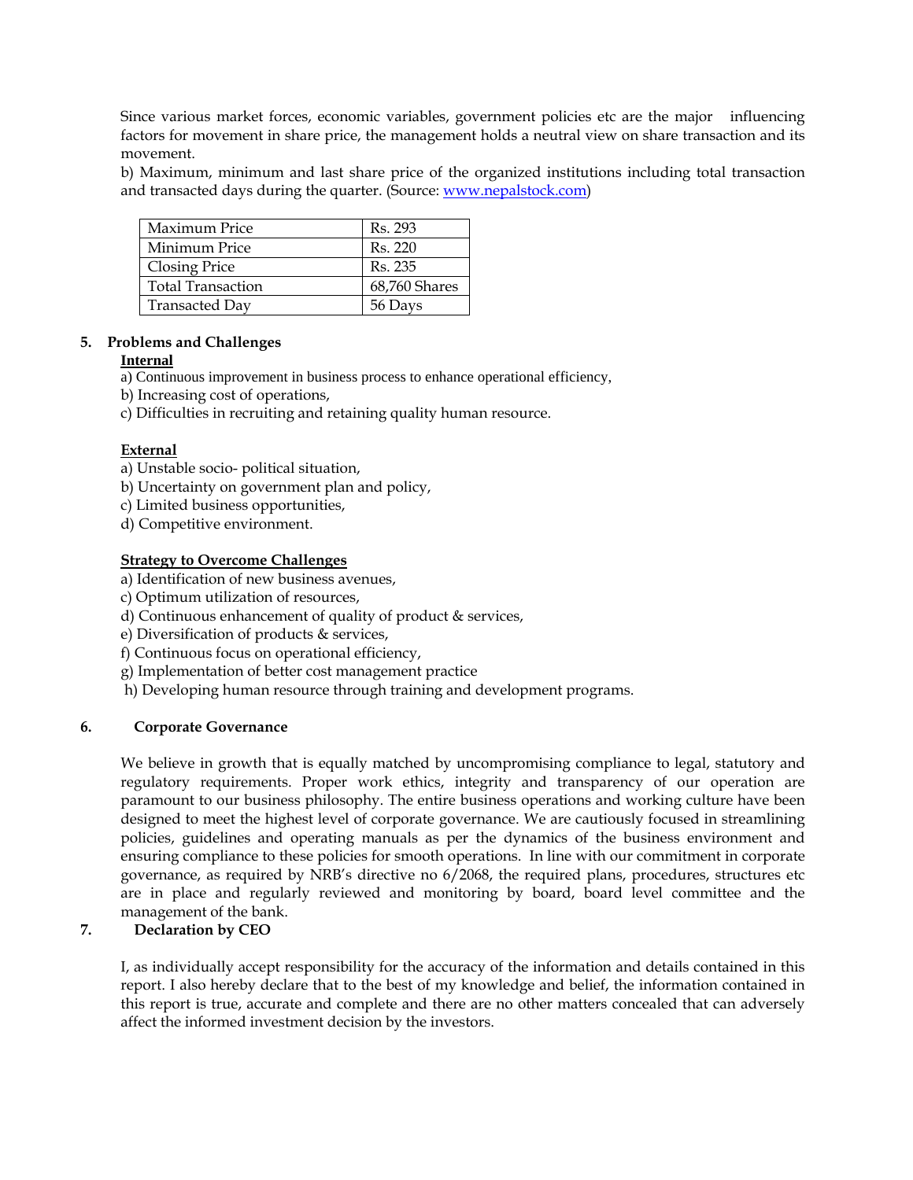Since various market forces, economic variables, government policies etc are the major influencing factors for movement in share price, the management holds a neutral view on share transaction and its movement.

b) Maximum, minimum and last share price of the organized institutions including total transaction and transacted days during the quarter. (Source: www.nepalstock.com)

| | |
|---|---|
| Maximum Price | Rs. 293 |
| Minimum Price | Rs. 220 |
| Closing Price | Rs. 235 |
| Total Transaction | 68,760 Shares |
| Transacted Day | 56 Days |

## 5. Problems and Challenges

**Internal**

a) Continuous improvement in business process to enhance operational efficiency,
b) Increasing cost of operations,
c) Difficulties in recruiting and retaining quality human resource.

**External**

a) Unstable socio- political situation,
b) Uncertainty on government plan and policy,
c) Limited business opportunities,
d) Competitive environment.

**Strategy to Overcome Challenges**

a) Identification of new business avenues,
c) Optimum utilization of resources,
d) Continuous enhancement of quality of product & services,
e) Diversification of products & services,
f) Continuous focus on operational efficiency,
g) Implementation of better cost management practice
h) Developing human resource through training and development programs.

## 6. Corporate Governance

We believe in growth that is equally matched by uncompromising compliance to legal, statutory and regulatory requirements. Proper work ethics, integrity and transparency of our operation are paramount to our business philosophy. The entire business operations and working culture have been designed to meet the highest level of corporate governance. We are cautiously focused in streamlining policies, guidelines and operating manuals as per the dynamics of the business environment and ensuring compliance to these policies for smooth operations. In line with our commitment in corporate governance, as required by NRB's directive no 6/2068, the required plans, procedures, structures etc are in place and regularly reviewed and monitoring by board, board level committee and the management of the bank.

## 7. Declaration by CEO

I, as individually accept responsibility for the accuracy of the information and details contained in this report. I also hereby declare that to the best of my knowledge and belief, the information contained in this report is true, accurate and complete and there are no other matters concealed that can adversely affect the informed investment decision by the investors.